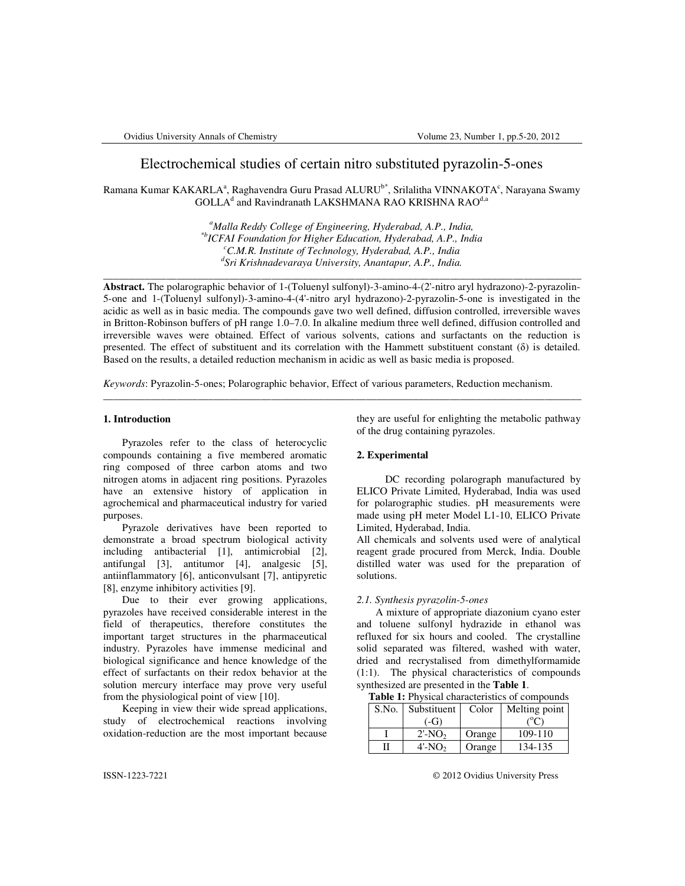# Electrochemical studies of certain nitro substituted pyrazolin-5-ones

Ramana Kumar KAKARLA[a], Raghavendra Guru Prasad ALURU[b*], Srilalitha VINNAKOTA[c], Narayana Swamy GOLLA[d] and Ravindranath LAKSHMANA RAO KRISHNA RAO[d,a]

*[a]Malla Reddy College of Engineering, Hyderabad, A.P., India,*
*[*b]ICFAI Foundation for Higher Education, Hyderabad, A.P., India*
*[c]C.M.R. Institute of Technology, Hyderabad, A.P., India*
*[d]Sri Krishnadevaraya University, Anantapur, A.P., India.*

---

**Abstract.** The polarographic behavior of 1-(Toluenyl sulfonyl)-3-amino-4-(2'-nitro aryl hydrazono)-2-pyrazolin-5-one and 1-(Toluenyl sulfonyl)-3-amino-4-(4'-nitro aryl hydrazono)-2-pyrazolin-5-one is investigated in the acidic as well as in basic media. The compounds gave two well defined, diffusion controlled, irreversible waves in Britton-Robinson buffers of pH range 1.0–7.0. In alkaline medium three well defined, diffusion controlled and irreversible waves were obtained. Effect of various solvents, cations and surfactants on the reduction is presented. The effect of substituent and its correlation with the Hammett substituent constant (δ) is detailed. Based on the results, a detailed reduction mechanism in acidic as well as basic media is proposed.

*Keywords*: Pyrazolin-5-ones; Polarographic behavior, Effect of various parameters, Reduction mechanism.

---

## 1. Introduction

Pyrazoles refer to the class of heterocyclic compounds containing a five membered aromatic ring composed of three carbon atoms and two nitrogen atoms in adjacent ring positions. Pyrazoles have an extensive history of application in agrochemical and pharmaceutical industry for varied purposes.

Pyrazole derivatives have been reported to demonstrate a broad spectrum biological activity including antibacterial [1], antimicrobial [2], antifungal [3], antitumor [4], analgesic [5], antiinflammatory [6], anticonvulsant [7], antipyretic [8], enzyme inhibitory activities [9].

Due to their ever growing applications, pyrazoles have received considerable interest in the field of therapeutics, therefore constitutes the important target structures in the pharmaceutical industry. Pyrazoles have immense medicinal and biological significance and hence knowledge of the effect of surfactants on their redox behavior at the solution mercury interface may prove very useful from the physiological point of view [10].

Keeping in view their wide spread applications, study of electrochemical reactions involving oxidation-reduction are the most important because they are useful for enlighting the metabolic pathway of the drug containing pyrazoles.

## 2. Experimental

DC recording polarograph manufactured by ELICO Private Limited, Hyderabad, India was used for polarographic studies. pH measurements were made using pH meter Model L1-10, ELICO Private Limited, Hyderabad, India.

All chemicals and solvents used were of analytical reagent grade procured from Merck, India. Double distilled water was used for the preparation of solutions.

### *2.1. Synthesis pyrazolin-5-ones*

A mixture of appropriate diazonium cyano ester and toluene sulfonyl hydrazide in ethanol was refluxed for six hours and cooled. The crystalline solid separated was filtered, washed with water, dried and recrystalised from dimethylformamide (1:1). The physical characteristics of compounds synthesized are presented in the **Table 1**.

**Table 1:** Physical characteristics of compounds

| S.No. | Substituent (-G) | Color | Melting point (°C) |
|---|---|---|---|
| I | 2'-$NO_2$ | Orange | 109-110 |
| II | 4'-$NO_2$ | Orange | 134-135 |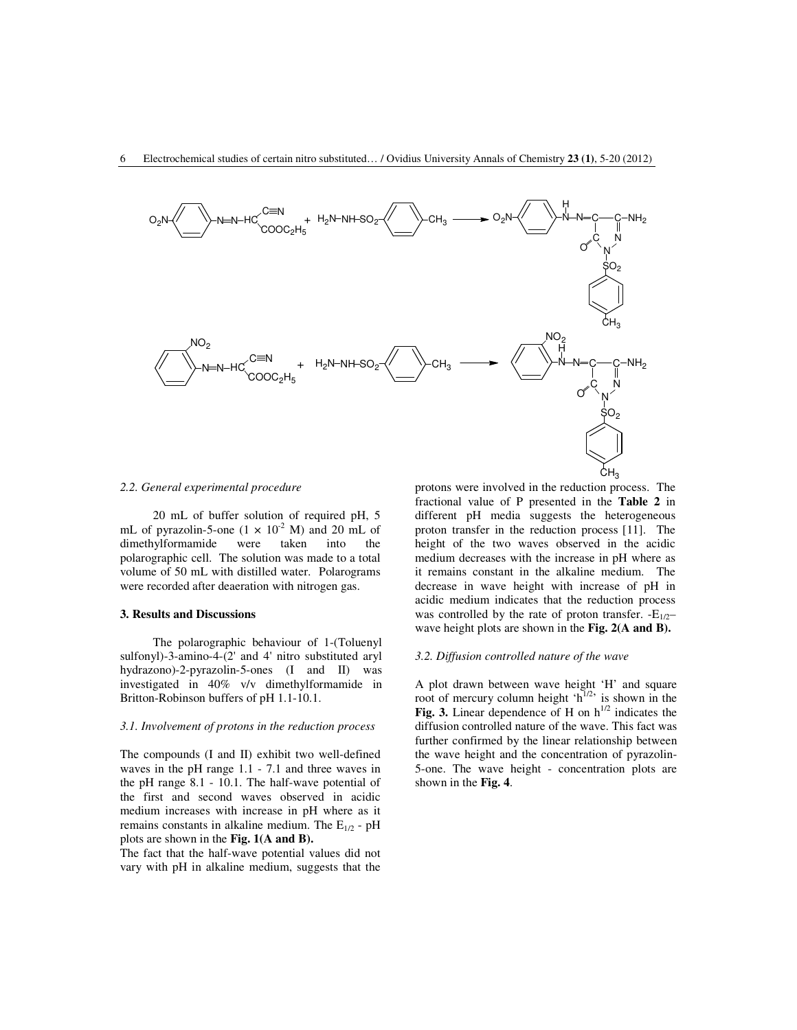## 2.2. General experimental procedure

20 mL of buffer solution of required pH, 5 mL of pyrazolin-5-one ($1 \times 10^{-2}$ M) and 20 mL of dimethylformamide were taken into the polarographic cell. The solution was made to a total volume of 50 mL with distilled water. Polarograms were recorded after deaeration with nitrogen gas.

## 3. Results and Discussions

The polarographic behaviour of 1-(Toluenyl sulfonyl)-3-amino-4-(2' and 4' nitro substituted aryl hydrazono)-2-pyrazolin-5-ones (I and II) was investigated in 40% v/v dimethylformamide in Britton-Robinson buffers of pH 1.1-10.1.

### 3.1. Involvement of protons in the reduction process

The compounds (I and II) exhibit two well-defined waves in the pH range 1.1 - 7.1 and three waves in the pH range 8.1 - 10.1. The half-wave potential of the first and second waves observed in acidic medium increases with increase in pH where as it remains constants in alkaline medium. The $E_{1/2}$ - pH plots are shown in the **Fig. 1(A and B).**

The fact that the half-wave potential values did not vary with pH in alkaline medium, suggests that the protons were involved in the reduction process. The fractional value of P presented in the **Table 2** in different pH media suggests the heterogeneous proton transfer in the reduction process [11]. The height of the two waves observed in the acidic medium decreases with the increase in pH where as it remains constant in the alkaline medium. The decrease in wave height with increase of pH in acidic medium indicates that the reduction process was controlled by the rate of proton transfer. $-E_{1/2}$– wave height plots are shown in the **Fig. 2(A and B).**

### 3.2. Diffusion controlled nature of the wave

A plot drawn between wave height 'H' and square root of mercury column height '$h^{1/2}$' is shown in the **Fig. 3.** Linear dependence of H on $h^{1/2}$ indicates the diffusion controlled nature of the wave. This fact was further confirmed by the linear relationship between the wave height and the concentration of pyrazolin-5-one. The wave height - concentration plots are shown in the **Fig. 4**.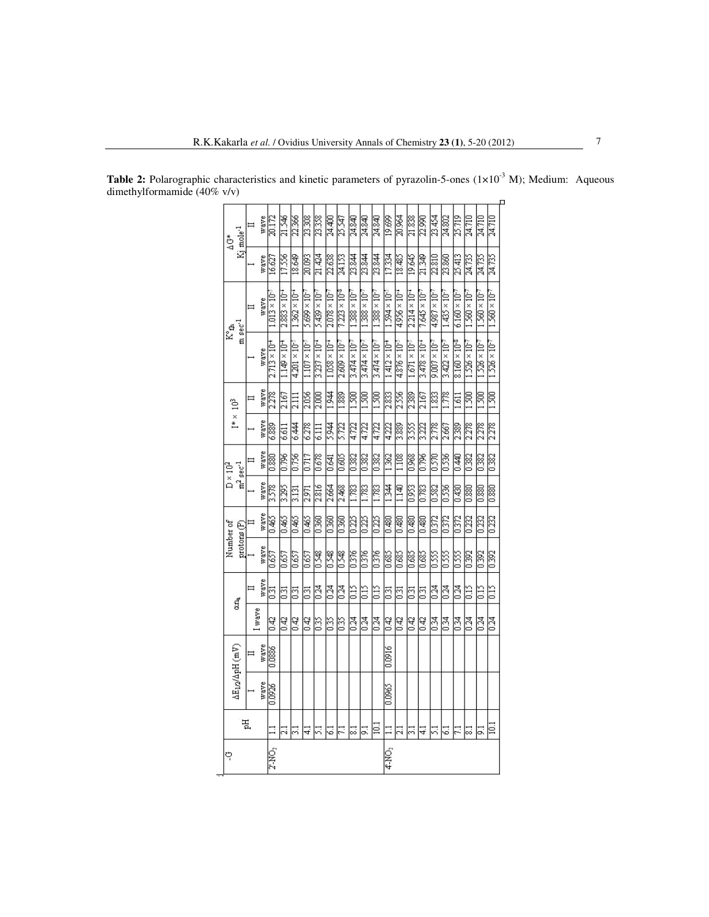**Table 2:** Polarographic characteristics and kinetic parameters of pyrazolin-5-ones ($1\times10^{-3}$ M); Medium: Aqueous dimethylformamide (40% v/v)

| -G | pH | $\Delta E_{1/2}/\Delta pH$ (mV) | | $\alpha n_a$ | | Number of protons (P) | | $D \times 10^2$ $m^2 sec^{-1}$ | | $I^* \times 10^3$ | | $K^\circ_{fh}$ m $sec^{-1}$ | | $\Delta G^*$ Kj $mole^{-1}$ | |
|---|---|---|---|---|---|---|---|---|---|---|---|---|---|---|---|
| | | I wave | II wave | I wave | II wave | I wave | II wave | I wave | II wave | I wave | II wave | I wave | II wave | I wave | II wave |
| 2'-$NO_2$ | 1.1 | 0.0926 | 0.0886 | 0.42 | 0.31 | 0.657 | 0.465 | 3.578 | 0.880 | 6.889 | 2.278 | $2.713 \times 10^{-4}$ | $1.013 \times 10^{-3}$ | 16.627 | 20.172 |
| | 2.1 | | | 0.42 | 0.31 | 0.657 | 0.465 | 3.295 | 0.796 | 6.611 | 2.167 | $1.149 \times 10^{-4}$ | $2.883 \times 10^{-4}$ | 17.556 | 21.546 |
| | 3.1 | | | 0.42 | 0.31 | 0.657 | 0.465 | 3.131 | 0.756 | 6.444 | 2.111 | $4.201 \times 10^{-5}$ | $1.362 \times 10^{-4}$ | 18.649 | 22.366 |
| | 4.1 | | | 0.42 | 0.31 | 0.657 | 0.465 | 2.971 | 0.717 | 6.278 | 2.056 | $1.107 \times 10^{-5}$ | $5.699 \times 10^{-7}$ | 20.093 | 23.308 |
| | 5.1 | | | 0.35 | 0.24 | 0.548 | 0.360 | 2.816 | 0.678 | 6.111 | 2.000 | $3.237 \times 10^{-4}$ | $5.439 \times 10^{-7}$ | 21.424 | 23.358 |
| | 6.1 | | | 0.35 | 0.24 | 0.548 | 0.360 | 2.664 | 0.641 | 5.944 | 1.944 | $1.058 \times 10^{-4}$ | $2.078 \times 10^{-7}$ | 22.638 | 24.400 |
| | 7.1 | | | 0.35 | 0.24 | 0.548 | 0.360 | 2.468 | 0.605 | 5.722 | 1.889 | $2.609 \times 10^{-7}$ | $7.223 \times 10^{-8}$ | 24.153 | 25.547 |
| | 8.1 | | | 0.24 | 0.15 | 0.376 | 0.225 | 1.783 | 0.382 | 4.722 | 1.500 | $3.474 \times 10^{-7}$ | $1.388 \times 10^{-7}$ | 23.844 | 24.840 |
| | 9.1 | | | 0.24 | 0.15 | 0.376 | 0.225 | 1.783 | 0.382 | 4.722 | 1.500 | $3.474 \times 10^{-7}$ | $1.388 \times 10^{-7}$ | 23.844 | 24.840 |
| | 10.1 | | | 0.24 | 0.15 | 0.376 | 0.225 | 1.783 | 0.382 | 4.722 | 1.500 | $3.474 \times 10^{-7}$ | $1.388 \times 10^{-7}$ | 23.844 | 24.840 |
| 4'-$NO_2$ | 1.1 | 0.0965 | 0.0916 | 0.42 | 0.31 | 0.685 | 0.480 | 1.344 | 1.362 | 4.222 | 2.833 | $1.412 \times 10^{-4}$ | $1.594 \times 10^{-3}$ | 17.334 | 19.699 |
| | 2.1 | | | 0.42 | 0.31 | 0.685 | 0.480 | 1.140 | 1.108 | 3.889 | 2.556 | $4.876 \times 10^{-5}$ | $4.956 \times 10^{-4}$ | 18.485 | 20.964 |
| | 3.1 | | | 0.42 | 0.31 | 0.685 | 0.480 | 0.953 | 0.968 | 3.555 | 2.389 | $1.671 \times 10^{-5}$ | $2.214 \times 10^{-4}$ | 19.645 | 21.838 |
| | 4.1 | | | 0.42 | 0.31 | 0.685 | 0.480 | 0.783 | 0.796 | 3.222 | 2.167 | $3.478 \times 10^{-4}$ | $7.645 \times 10^{-7}$ | 21.349 | 22.990 |
| | 5.1 | | | 0.34 | 0.24 | 0.555 | 0.372 | 0.582 | 0.570 | 2.778 | 1.833 | $9.007 \times 10^{-7}$ | $4.987 \times 10^{-7}$ | 22.810 | 23.454 |
| | 6.1 | | | 0.34 | 0.24 | 0.555 | 0.372 | 0.536 | 0.536 | 2.667 | 1.778 | $3.422 \times 10^{-7}$ | $1.435 \times 10^{-7}$ | 23.860 | 24.802 |
| | 7.1 | | | 0.34 | 0.24 | 0.555 | 0.372 | 0.430 | 0.440 | 2.389 | 1.611 | $8.160 \times 10^{-8}$ | $6.160 \times 10^{-7}$ | 25.413 | 25.719 |
| | 8.1 | | | 0.24 | 0.15 | 0.392 | 0.232 | 0.880 | 0.382 | 2.278 | 1.500 | $1.526 \times 10^{-7}$ | $1.560 \times 10^{-7}$ | 24.735 | 24.710 |
| | 9.1 | | | 0.24 | 0.15 | 0.392 | 0.232 | 0.880 | 0.382 | 2.278 | 1.500 | $1.526 \times 10^{-7}$ | $1.560 \times 10^{-7}$ | 24.735 | 24.710 |
| | 10.1 | | | 0.24 | 0.15 | 0.392 | 0.232 | 0.880 | 0.382 | 2.278 | 1.500 | $1.526 \times 10^{-7}$ | $1.560 \times 10^{-7}$ | 24.735 | 24.710 |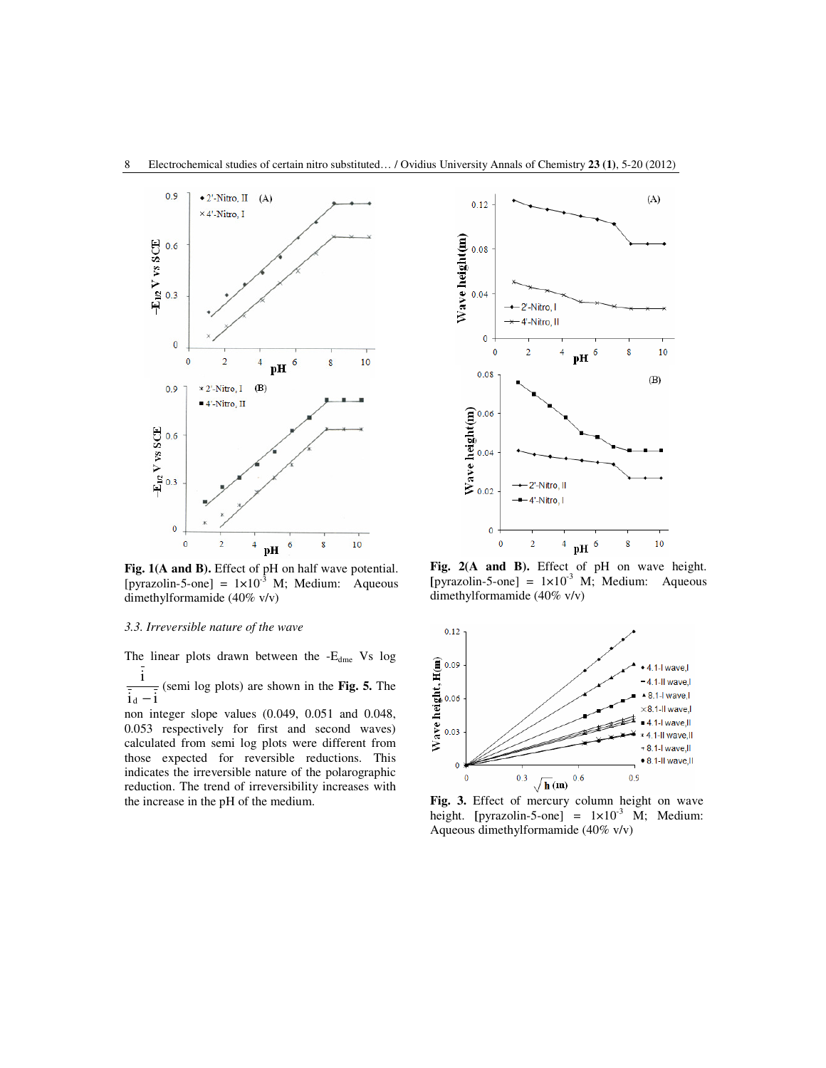**Fig. 1(A and B).** Effect of pH on half wave potential. [pyrazolin-5-one] = $1\times10^{-3}$ M; Medium: Aqueous dimethylformamide (40% v/v)

**Fig. 2(A and B).** Effect of pH on wave height. [pyrazolin-5-one] = $1\times10^{-3}$ M; Medium: Aqueous dimethylformamide (40% v/v)

### *3.3. Irreversible nature of the wave*

The linear plots drawn between the $-E_{dme}$ Vs log $\frac{\bar{i}}{\bar{i}_d - \bar{i}}$ (semi log plots) are shown in the **Fig. 5.** The non integer slope values (0.049, 0.051 and 0.048, 0.053 respectively for first and second waves) calculated from semi log plots were different from those expected for reversible reductions. This indicates the irreversible nature of the polarographic reduction. The trend of irreversibility increases with the increase in the pH of the medium.

**Fig. 3.** Effect of mercury column height on wave height. [pyrazolin-5-one] = $1\times10^{-3}$ M; Medium: Aqueous dimethylformamide (40% v/v)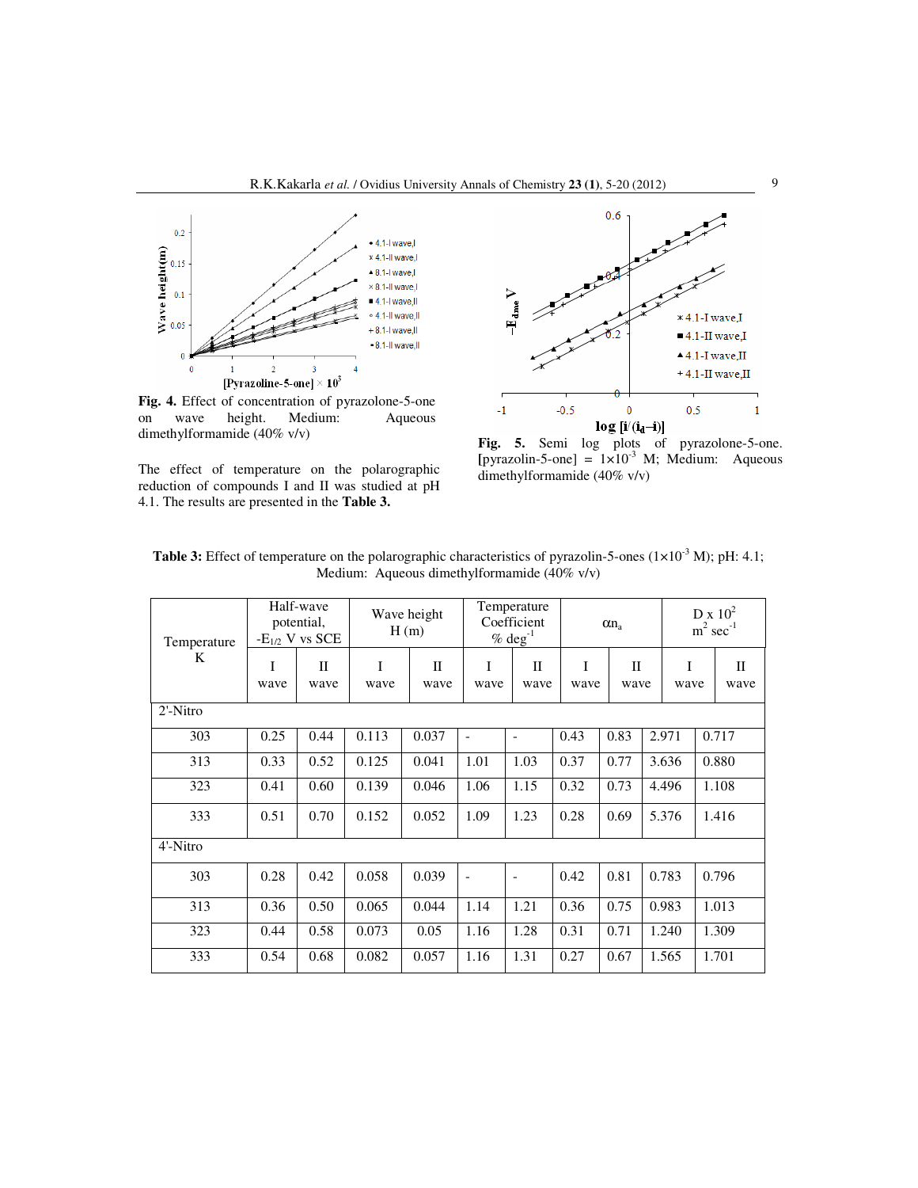**Fig. 4.** Effect of concentration of pyrazolone-5-one on wave height. Medium: Aqueous dimethylformamide (40% v/v)

**Fig. 5.** Semi log plots of pyrazolone-5-one. [pyrazolin-5-one] = $1\times10^{-3}$ M; Medium: Aqueous dimethylformamide (40% v/v)

The effect of temperature on the polarographic reduction of compounds I and II was studied at pH 4.1. The results are presented in the **Table 3.**

**Table 3:** Effect of temperature on the polarographic characteristics of pyrazolin-5-ones ($1\times10^{-3}$ M); pH: 4.1; Medium: Aqueous dimethylformamide (40% v/v)

| Temperature K | Half-wave potential, $-E_{1/2}$ V vs SCE | | Wave height H (m) | | Temperature Coefficient % $deg^{-1}$ | | $\alpha n_a$ | | D x $10^2$ $m^2\ sec^{-1}$ | |
|---|---|---|---|---|---|---|---|---|---|---|
| | I wave | II wave | I wave | II wave | I wave | II wave | I wave | II wave | I wave | II wave |
| 2'-Nitro | | | | | | | | | | |
| 303 | 0.25 | 0.44 | 0.113 | 0.037 | - | - | 0.43 | 0.83 | 2.971 | 0.717 |
| 313 | 0.33 | 0.52 | 0.125 | 0.041 | 1.01 | 1.03 | 0.37 | 0.77 | 3.636 | 0.880 |
| 323 | 0.41 | 0.60 | 0.139 | 0.046 | 1.06 | 1.15 | 0.32 | 0.73 | 4.496 | 1.108 |
| 333 | 0.51 | 0.70 | 0.152 | 0.052 | 1.09 | 1.23 | 0.28 | 0.69 | 5.376 | 1.416 |
| 4'-Nitro | | | | | | | | | | |
| 303 | 0.28 | 0.42 | 0.058 | 0.039 | - | - | 0.42 | 0.81 | 0.783 | 0.796 |
| 313 | 0.36 | 0.50 | 0.065 | 0.044 | 1.14 | 1.21 | 0.36 | 0.75 | 0.983 | 1.013 |
| 323 | 0.44 | 0.58 | 0.073 | 0.05 | 1.16 | 1.28 | 0.31 | 0.71 | 1.240 | 1.309 |
| 333 | 0.54 | 0.68 | 0.082 | 0.057 | 1.16 | 1.31 | 0.27 | 0.67 | 1.565 | 1.701 |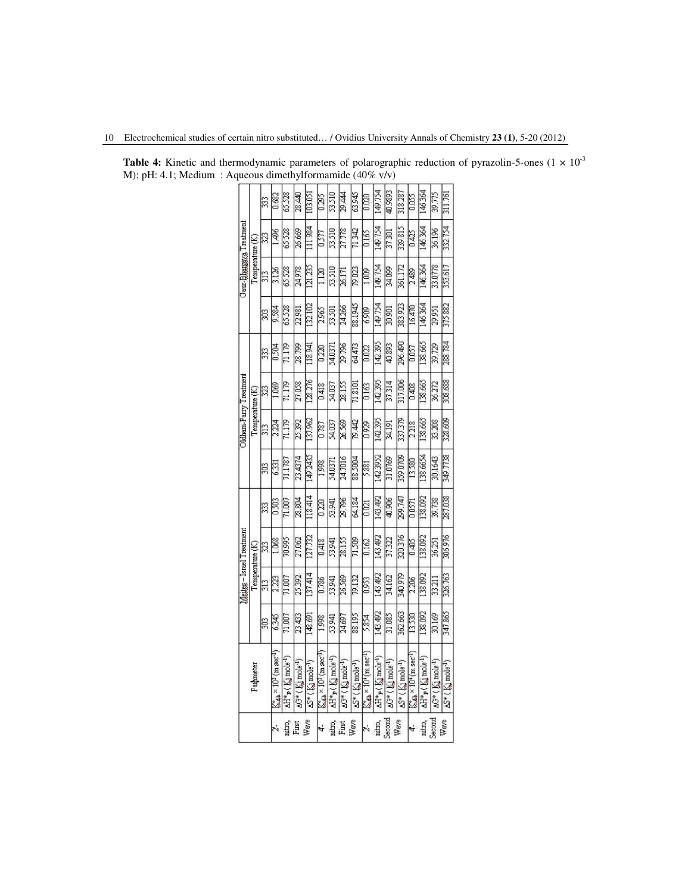**Table 4:** Kinetic and thermodynamic parameters of polarographic reduction of pyrazolin-5-ones ($1 \times 10^{-3}$ M); pH: 4.1; Medium : Aqueous dimethylformamide (40% v/v)

| | Parameter | Meites – Israel Treatment | | | | Oldham-Parry Treatment | | | | Gaur-Bhargava Treatment | | | |
|---|---|---|---|---|---|---|---|---|---|---|---|---|---|
| | | Temperature (K) | | | | Temperature (K) | | | | Temperature (K) | | | |
| | | 303 | 313 | 323 | 333 | 303 | 313 | 323 | 333 | 303 | 313 | 323 | 333 |
| 2-nitro, First Wave | $K^0_{f,h} \times 10^3$ (m sec$^{-1}$) | 6.345 | 2.223 | 1.068 | 0.503 | 6.331 | 2.224 | 1.069 | 0.504 | 9.584 | 3.126 | 1.496 | 0.682 |
| | $\Delta H^*_p$ (Kj mole$^{-1}$) | 71.007 | 71.007 | 70.995 | 71.007 | 71.1787 | 71.179 | 71.179 | 71.179 | 65.528 | 65.528 | 65.528 | 65.528 |
| | $\Delta G^*$ (Kj mole$^{-1}$) | 23.433 | 25.392 | 27.062 | 28.804 | 23.4374 | 25.392 | 27.058 | 28.799 | 22.981 | 24.978 | 26.669 | 28.440 |
| | $\Delta S^*$ (Kj mole$^{-1}$) | 148.691 | 137.414 | 127.732 | 118.414 | 149.2435 | 137.962 | 128.276 | 118.941 | 132.102 | 121.235 | 111.984 | 103.051 |
| 4-nitro, First Wave | $K^0_{f,h} \times 10^3$ (m sec$^{-1}$) | 1.998 | 0.786 | 0.418 | 0.220 | 1.998 | 0.787 | 0.418 | 0.220 | 2.965 | 1.120 | 0.577 | 0.295 |
| | $\Delta H^*_p$ (Kj mole$^{-1}$) | 53.941 | 53.941 | 53.941 | 53.941 | 54.0371 | 54.037 | 54.037 | 54.0371 | 53.501 | 53.510 | 53.510 | 53.510 |
| | $\Delta G^*$ (Kj mole$^{-1}$) | 24.697 | 26.569 | 28.155 | 29.796 | 24.7016 | 26.569 | 28.155 | 29.796 | 24.266 | 26.171 | 27.778 | 29.444 |
| | $\Delta S^*$ (Kj mole$^{-1}$) | 88.195 | 79.132 | 71.509 | 64.184 | 88.5004 | 79.442 | 71.8101 | 64.473 | 88.1945 | 79.023 | 71.342 | 63.945 |
| 2-nitro, Second Wave | $K^0_{f,h} \times 10^4$ (m sec$^{-1}$) | 5.854 | 0.953 | 0.162 | 0.021 | 5.881 | 0.929 | 0.163 | 0.022 | 6.909 | 1.009 | 0.165 | 0.020 |
| | $\Delta H^*_p$ (Kj mole$^{-1}$) | 143.492 | 143.492 | 143.492 | 143.492 | 142.3952 | 142.395 | 142.395 | 142.395 | 149.754 | 149.754 | 149.754 | 149.754 |
| | $\Delta G^*$ (Kj mole$^{-1}$) | 31.085 | 34.162 | 37.322 | 40.906 | 31.0769 | 34.191 | 37.314 | 40.893 | 30.901 | 34.099 | 37.301 | 40.9893 |
| | $\Delta S^*$ (Kj mole$^{-1}$) | 362.663 | 340.979 | 320.376 | 299.747 | 359.0709 | 337.379 | 317.006 | 296.490 | 383.923 | 361.172 | 339.815 | 318.287 |
| 4-nitro, Second Wave | $K^0_{f,h} \times 10^4$ (m sec$^{-1}$) | 13.530 | 2.206 | 0.405 | 0.0571 | 13.580 | 2.218 | 0.408 | 0.057 | 16.470 | 2.489 | 0.425 | 0.055 |
| | $\Delta H^*_p$ (Kj mole$^{-1}$) | 138.092 | 138.092 | 138.092 | 138.092 | 138.6654 | 138.665 | 138.665 | 138.665 | 146.364 | 146.364 | 146.364 | 146.364 |
| | $\Delta G^*$ (Kj mole$^{-1}$) | 30.169 | 33.211 | 36.251 | 39.738 | 30.1643 | 33.208 | 36.272 | 39.729 | 29.951 | 33.0778 | 36.196 | 39.775 |
| | $\Delta S^*$ (Kj mole$^{-1}$) | 347.865 | 326.763 | 306.976 | 287.038 | 349.7738 | 328.609 | 308.688 | 288.784 | 375.882 | 353.617 | 332.754 | 311.761 |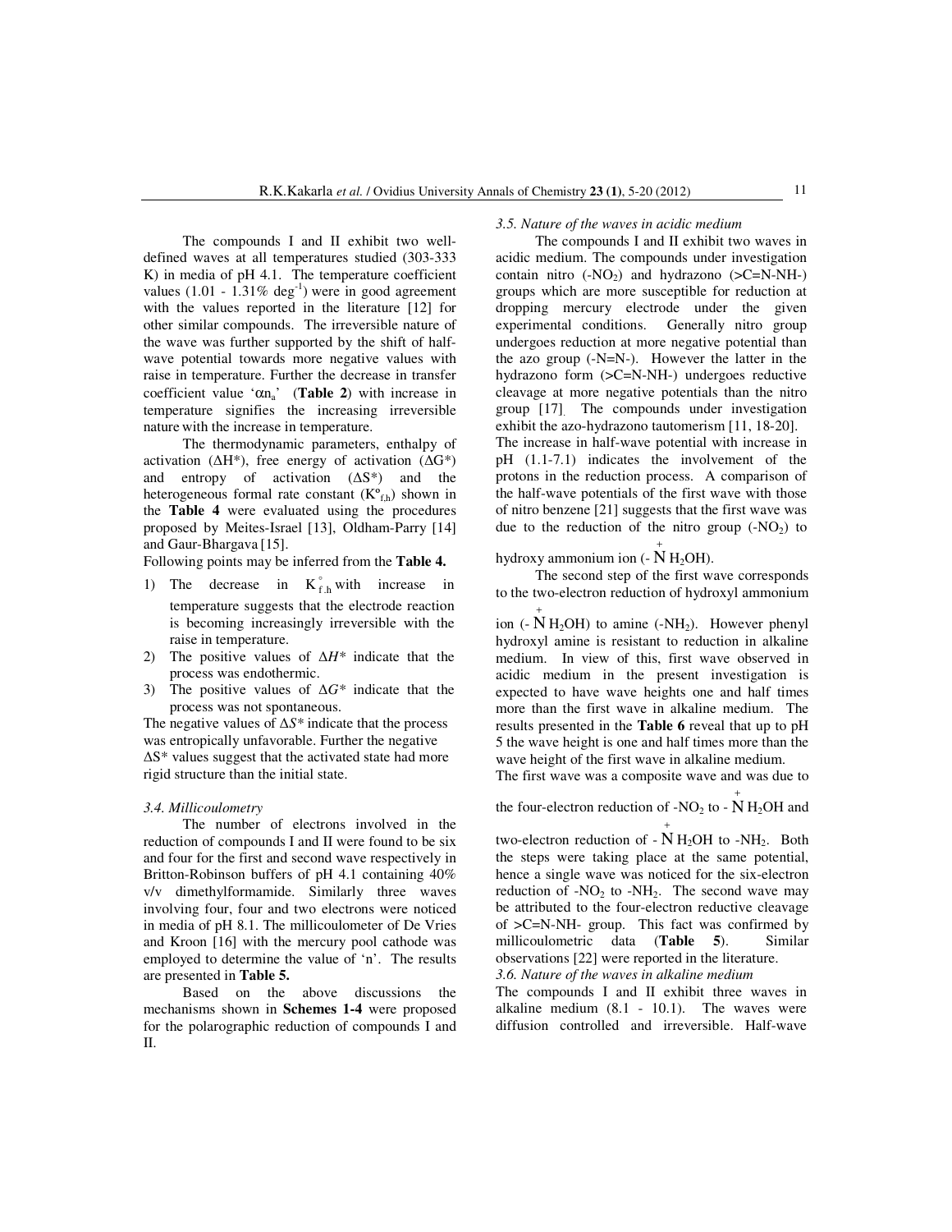The compounds I and II exhibit two well-defined waves at all temperatures studied (303-333 K) in media of pH 4.1. The temperature coefficient values (1.01 - 1.31% $deg^{-1}$) were in good agreement with the values reported in the literature [12] for other similar compounds. The irreversible nature of the wave was further supported by the shift of half-wave potential towards more negative values with raise in temperature. Further the decrease in transfer coefficient value '$\alpha n_a$' (**Table 2**) with increase in temperature signifies the increasing irreversible nature with the increase in temperature.

The thermodynamic parameters, enthalpy of activation ($\Delta H^*$), free energy of activation ($\Delta G^*$) and entropy of activation ($\Delta S^*$) and the heterogeneous formal rate constant ($K^o_{f,h}$) shown in the **Table 4** were evaluated using the procedures proposed by Meites-Israel [13], Oldham-Parry [14] and Gaur-Bhargava [15].

Following points may be inferred from the **Table 4.**

1) The decrease in $K^{\circ}_{f,h}$ with increase in temperature suggests that the electrode reaction is becoming increasingly irreversible with the raise in temperature.
2) The positive values of $\Delta H^*$ indicate that the process was endothermic.
3) The positive values of $\Delta G^*$ indicate that the process was not spontaneous.

The negative values of $\Delta S^*$ indicate that the process was entropically unfavorable. Further the negative $\Delta S^*$ values suggest that the activated state had more rigid structure than the initial state.

### *3.4. Millicoulometry*

The number of electrons involved in the reduction of compounds I and II were found to be six and four for the first and second wave respectively in Britton-Robinson buffers of pH 4.1 containing 40% v/v dimethylformamide. Similarly three waves involving four, four and two electrons were noticed in media of pH 8.1. The millicoulometer of De Vries and Kroon [16] with the mercury pool cathode was employed to determine the value of 'n'. The results are presented in **Table 5.**

Based on the above discussions the mechanisms shown in **Schemes 1-4** were proposed for the polarographic reduction of compounds I and II.

### *3.5. Nature of the waves in acidic medium*

The compounds I and II exhibit two waves in acidic medium. The compounds under investigation contain nitro ($-NO_2$) and hydrazono (>C=N-NH-) groups which are more susceptible for reduction at dropping mercury electrode under the given experimental conditions. Generally nitro group undergoes reduction at more negative potential than the azo group (-N=N-). However the latter in the hydrazono form (>C=N-NH-) undergoes reductive cleavage at more negative potentials than the nitro group [17]. The compounds under investigation exhibit the azo-hydrazono tautomerism [11, 18-20].

The increase in half-wave potential with increase in pH (1.1-7.1) indicates the involvement of the protons in the reduction process. A comparison of the half-wave potentials of the first wave with those of nitro benzene [21] suggests that the first wave was due to the reduction of the nitro group ($-NO_2$) to hydroxy ammonium ion ($-\overset{+}{N}H_2OH$).

The second step of the first wave corresponds to the two-electron reduction of hydroxyl ammonium ion ($-\overset{+}{N}H_2OH$) to amine ($-NH_2$). However phenyl hydroxyl amine is resistant to reduction in alkaline medium. In view of this, first wave observed in acidic medium in the present investigation is expected to have wave heights one and half times more than the first wave in alkaline medium. The results presented in the **Table 6** reveal that up to pH 5 the wave height is one and half times more than the wave height of the first wave in alkaline medium.

The first wave was a composite wave and was due to the four-electron reduction of $-NO_2$ to $-\overset{+}{N}H_2OH$ and two-electron reduction of $-\overset{+}{N}H_2OH$ to $-NH_2$. Both the steps were taking place at the same potential, hence a single wave was noticed for the six-electron reduction of $-NO_2$ to $-NH_2$. The second wave may be attributed to the four-electron reductive cleavage of >C=N-NH- group. This fact was confirmed by millicoulometric data (**Table 5**). Similar observations [22] were reported in the literature.

### *3.6. Nature of the waves in alkaline medium*

The compounds I and II exhibit three waves in alkaline medium (8.1 - 10.1). The waves were diffusion controlled and irreversible. Half-wave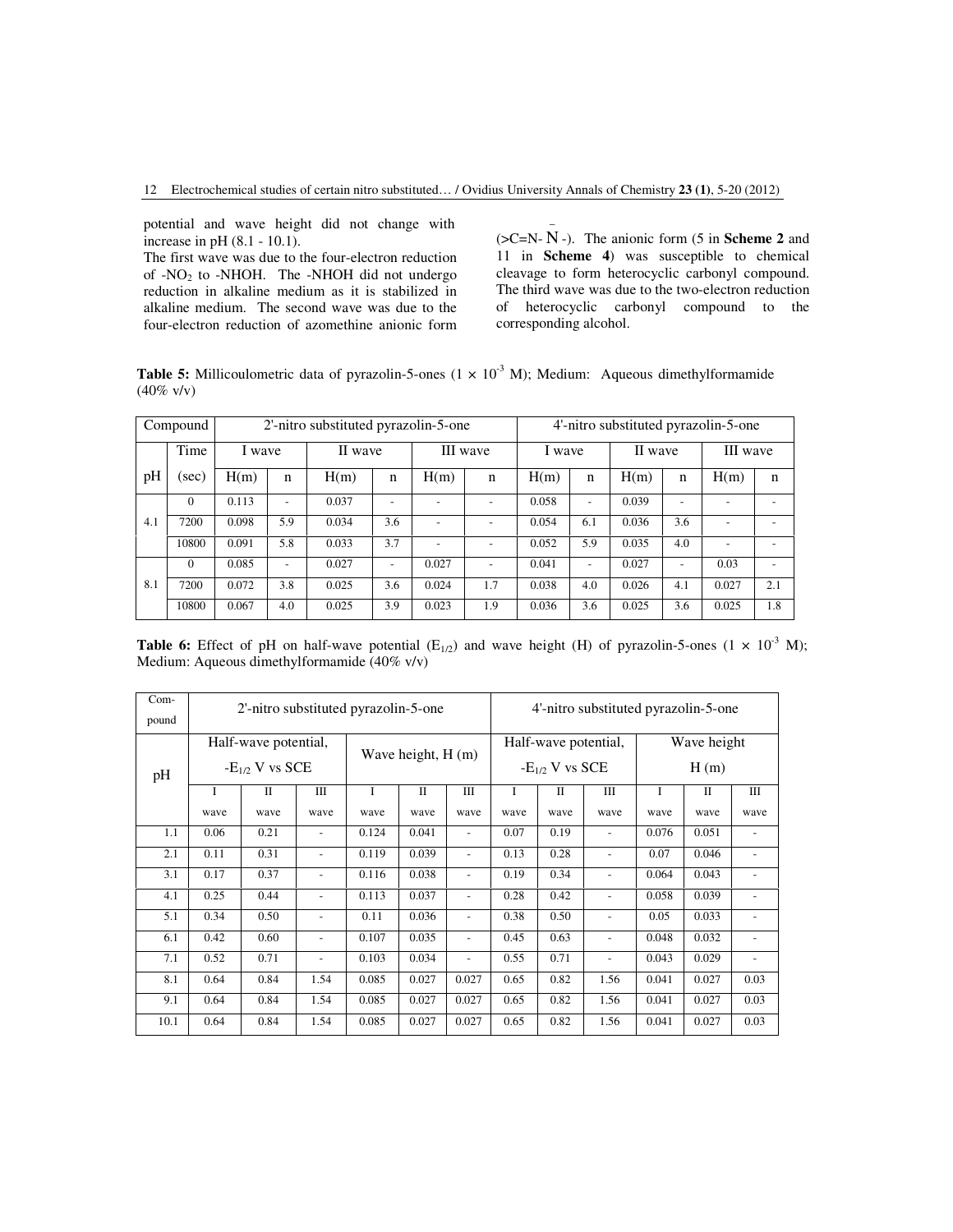potential and wave height did not change with increase in pH (8.1 - 10.1).

The first wave was due to the four-electron reduction of $-NO_2$ to -NHOH. The -NHOH did not undergo reduction in alkaline medium as it is stabilized in alkaline medium. The second wave was due to the four-electron reduction of azomethine anionic form ($>C=N-\bar{N}-$). The anionic form (5 in **Scheme 2** and 11 in **Scheme 4**) was susceptible to chemical cleavage to form heterocyclic carbonyl compound. The third wave was due to the two-electron reduction of heterocyclic carbonyl compound to the corresponding alcohol.

**Table 5:** Millicoulometric data of pyrazolin-5-ones ($1 \times 10^{-3}$ M); Medium: Aqueous dimethylformamide (40% v/v)

| Compound | | 2'-nitro substituted pyrazolin-5-one | | | | | | 4'-nitro substituted pyrazolin-5-one | | | | | |
|---|---|---|---|---|---|---|---|---|---|---|---|---|---|
| | Time | I wave | | II wave | | III wave | | I wave | | II wave | | III wave | |
| pH | (sec) | H(m) | n | H(m) | n | H(m) | n | H(m) | n | H(m) | n | H(m) | n |
| 4.1 | 0 | 0.113 | - | 0.037 | - | - | - | 0.058 | - | 0.039 | - | - | - |
| | 7200 | 0.098 | 5.9 | 0.034 | 3.6 | - | - | 0.054 | 6.1 | 0.036 | 3.6 | - | - |
| | 10800 | 0.091 | 5.8 | 0.033 | 3.7 | - | - | 0.052 | 5.9 | 0.035 | 4.0 | - | - |
| 8.1 | 0 | 0.085 | - | 0.027 | - | 0.027 | - | 0.041 | - | 0.027 | - | 0.03 | - |
| | 7200 | 0.072 | 3.8 | 0.025 | 3.6 | 0.024 | 1.7 | 0.038 | 4.0 | 0.026 | 4.1 | 0.027 | 2.1 |
| | 10800 | 0.067 | 4.0 | 0.025 | 3.9 | 0.023 | 1.9 | 0.036 | 3.6 | 0.025 | 3.6 | 0.025 | 1.8 |

**Table 6:** Effect of pH on half-wave potential ($E_{1/2}$) and wave height (H) of pyrazolin-5-ones ($1 \times 10^{-3}$ M); Medium: Aqueous dimethylformamide (40% v/v)

| Compound | 2'-nitro substituted pyrazolin-5-one | | | | | | 4'-nitro substituted pyrazolin-5-one | | | | | |
|---|---|---|---|---|---|---|---|---|---|---|---|---|
| pH | Half-wave potential, $-E_{1/2}$ V vs SCE | | | Wave height, H (m) | | | Half-wave potential, $-E_{1/2}$ V vs SCE | | | Wave height H (m) | | |
| | I wave | II wave | III wave | I wave | II wave | III wave | I wave | II wave | III wave | I wave | II wave | III wave |
| 1.1 | 0.06 | 0.21 | - | 0.124 | 0.041 | - | 0.07 | 0.19 | - | 0.076 | 0.051 | - |
| 2.1 | 0.11 | 0.31 | - | 0.119 | 0.039 | - | 0.13 | 0.28 | - | 0.07 | 0.046 | - |
| 3.1 | 0.17 | 0.37 | - | 0.116 | 0.038 | - | 0.19 | 0.34 | - | 0.064 | 0.043 | - |
| 4.1 | 0.25 | 0.44 | - | 0.113 | 0.037 | - | 0.28 | 0.42 | - | 0.058 | 0.039 | - |
| 5.1 | 0.34 | 0.50 | - | 0.11 | 0.036 | - | 0.38 | 0.50 | - | 0.05 | 0.033 | - |
| 6.1 | 0.42 | 0.60 | - | 0.107 | 0.035 | - | 0.45 | 0.63 | - | 0.048 | 0.032 | - |
| 7.1 | 0.52 | 0.71 | - | 0.103 | 0.034 | - | 0.55 | 0.71 | - | 0.043 | 0.029 | - |
| 8.1 | 0.64 | 0.84 | 1.54 | 0.085 | 0.027 | 0.027 | 0.65 | 0.82 | 1.56 | 0.041 | 0.027 | 0.03 |
| 9.1 | 0.64 | 0.84 | 1.54 | 0.085 | 0.027 | 0.027 | 0.65 | 0.82 | 1.56 | 0.041 | 0.027 | 0.03 |
| 10.1 | 0.64 | 0.84 | 1.54 | 0.085 | 0.027 | 0.027 | 0.65 | 0.82 | 1.56 | 0.041 | 0.027 | 0.03 |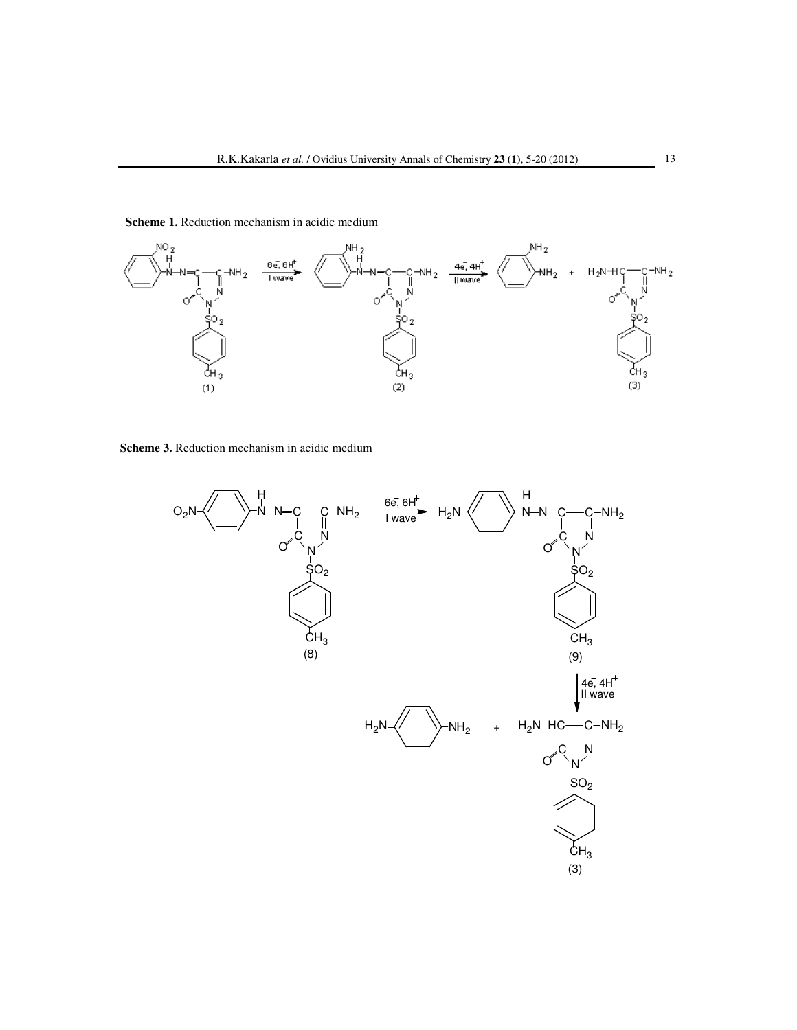**Scheme 1.** Reduction mechanism in acidic medium

**Scheme 3.** Reduction mechanism in acidic medium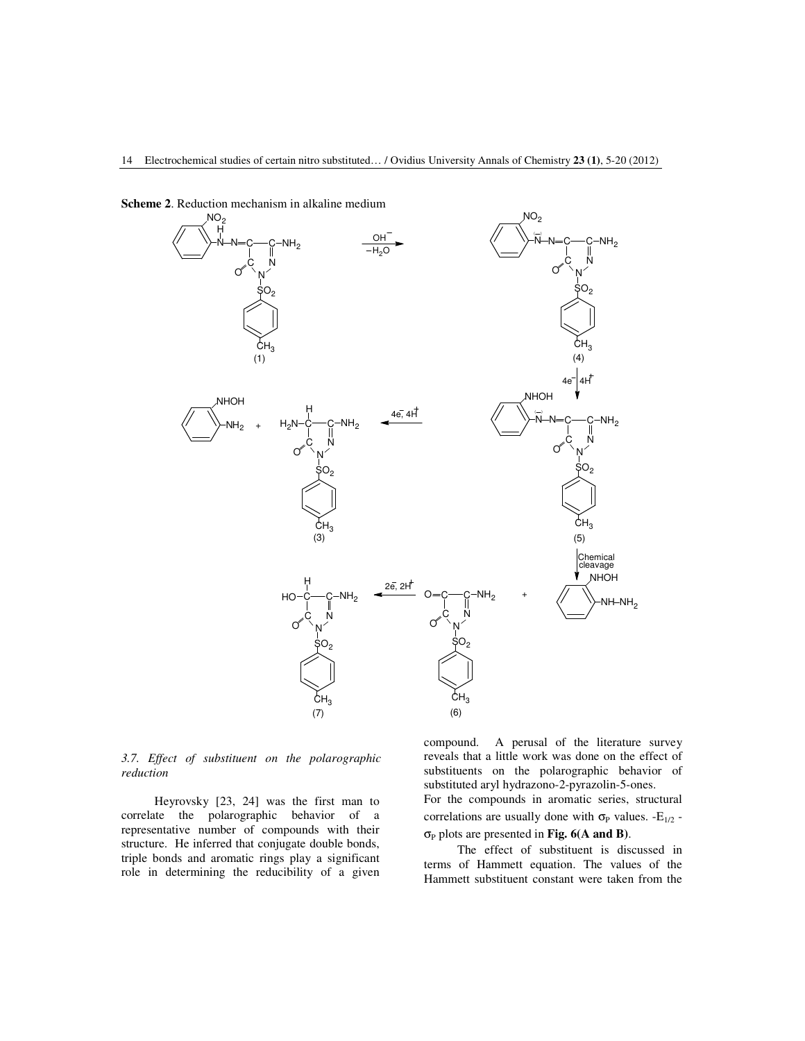**Scheme 2**. Reduction mechanism in alkaline medium

### 3.7. *Effect of substituent on the polarographic reduction*

Heyrovsky [23, 24] was the first man to correlate the polarographic behavior of a representative number of compounds with their structure. He inferred that conjugate double bonds, triple bonds and aromatic rings play a significant role in determining the reducibility of a given compound. A perusal of the literature survey reveals that a little work was done on the effect of substituents on the polarographic behavior of substituted aryl hydrazono-2-pyrazolin-5-ones.

For the compounds in aromatic series, structural correlations are usually done with $\sigma_P$ values. $-E_{1/2}$ - $\sigma_P$ plots are presented in **Fig. 6**(**A and B**).

The effect of substituent is discussed in terms of Hammett equation. The values of the Hammett substituent constant were taken from the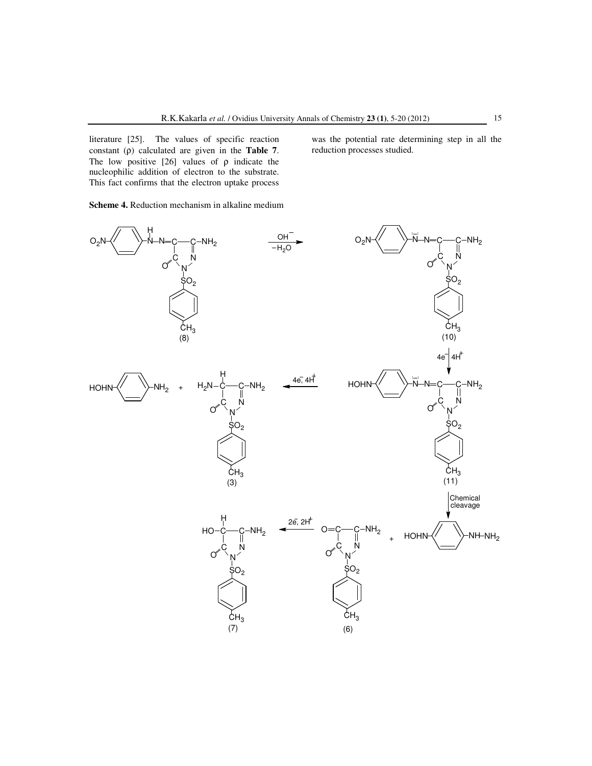literature [25]. The values of specific reaction constant (ρ) calculated are given in the **Table 7**. The low positive [26] values of ρ indicate the nucleophilic addition of electron to the substrate. This fact confirms that the electron uptake process was the potential rate determining step in all the reduction processes studied.

**Scheme 4.** Reduction mechanism in alkaline medium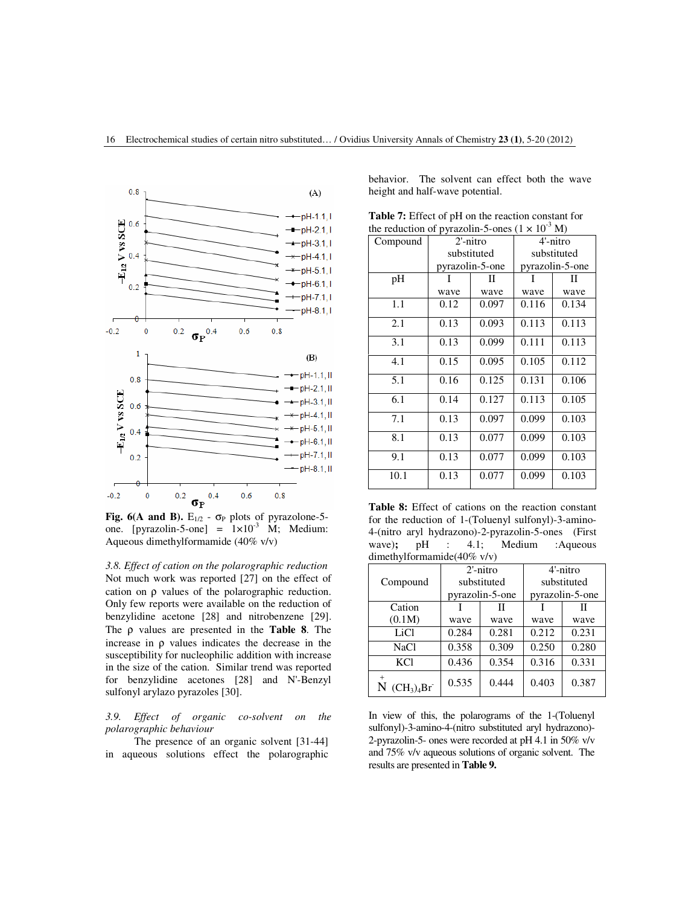**Fig. 6(A and B).** $E_{1/2}$ - $\sigma_P$ plots of pyrazolone-5-one. [pyrazolin-5-one] = $1\times10^{-3}$ M; Medium: Aqueous dimethylformamide (40% v/v)

*3.8. Effect of cation on the polarographic reduction*

Not much work was reported [27] on the effect of cation on ρ values of the polarographic reduction. Only few reports were available on the reduction of benzylidine acetone [28] and nitrobenzene [29]. The ρ values are presented in the **Table 8**. The increase in ρ values indicates the decrease in the susceptibility for nucleophilic addition with increase in the size of the cation. Similar trend was reported for benzylidine acetones [28] and N'-Benzyl sulfonyl arylazo pyrazoles [30].

*3.9. Effect of organic co-solvent on the polarographic behaviour*

The presence of an organic solvent [31-44] in aqueous solutions effect the polarographic behavior. The solvent can effect both the wave height and half-wave potential.

**Table 7:** Effect of pH on the reaction constant for the reduction of pyrazolin-5-ones ($1 \times 10^{-3}$ M)

| Compound | 2'-nitro substituted pyrazolin-5-one | | 4'-nitro substituted pyrazolin-5-one | |
|---|---|---|---|---|
| pH | I wave | II wave | I wave | II wave |
| 1.1 | 0.12 | 0.097 | 0.116 | 0.134 |
| 2.1 | 0.13 | 0.093 | 0.113 | 0.113 |
| 3.1 | 0.13 | 0.099 | 0.111 | 0.113 |
| 4.1 | 0.15 | 0.095 | 0.105 | 0.112 |
| 5.1 | 0.16 | 0.125 | 0.131 | 0.106 |
| 6.1 | 0.14 | 0.127 | 0.113 | 0.105 |
| 7.1 | 0.13 | 0.097 | 0.099 | 0.103 |
| 8.1 | 0.13 | 0.077 | 0.099 | 0.103 |
| 9.1 | 0.13 | 0.077 | 0.099 | 0.103 |
| 10.1 | 0.13 | 0.077 | 0.099 | 0.103 |

**Table 8:** Effect of cations on the reaction constant for the reduction of 1-(Toluenyl sulfonyl)-3-amino-4-(nitro aryl hydrazono)-2-pyrazolin-5-ones (First wave); pH : 4.1; Medium :Aqueous dimethylformamide(40% v/v)

| Compound | 2'-nitro substituted pyrazolin-5-one | | 4'-nitro substituted pyrazolin-5-one | |
|---|---|---|---|---|
| Cation (0.1M) | I wave | II wave | I wave | II wave |
| LiCl | 0.284 | 0.281 | 0.212 | 0.231 |
| NaCl | 0.358 | 0.309 | 0.250 | 0.280 |
| KCl | 0.436 | 0.354 | 0.316 | 0.331 |
| $\overset{+}{N}(CH_3)_4Br^-$ | 0.535 | 0.444 | 0.403 | 0.387 |

In view of this, the polarograms of the 1-(Toluenyl sulfonyl)-3-amino-4-(nitro substituted aryl hydrazono)-2-pyrazolin-5- ones were recorded at pH 4.1 in 50% v/v and 75% v/v aqueous solutions of organic solvent. The results are presented in **Table 9.**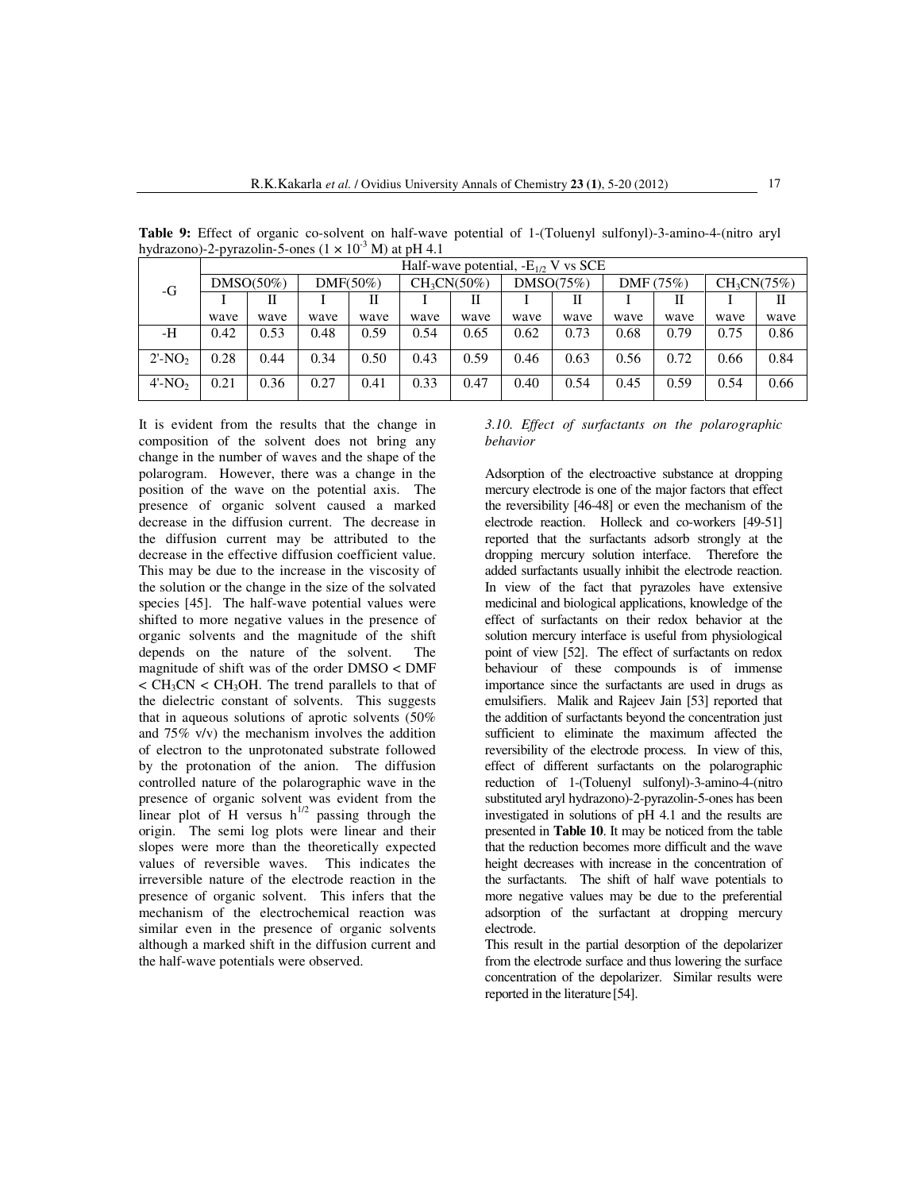**Table 9:** Effect of organic co-solvent on half-wave potential of 1-(Toluenyl sulfonyl)-3-amino-4-(nitro aryl hydrazono)-2-pyrazolin-5-ones ($1 \times 10^{-3}$ M) at pH 4.1

| -G | Half-wave potential, $-E_{1/2}$ V vs SCE | | | | | | | | | | | |
|---|---|---|---|---|---|---|---|---|---|---|---|---|
| | DMSO(50%) | | DMF(50%) | | $CH_3CN$(50%) | | DMSO(75%) | | DMF (75%) | | $CH_3CN$(75%) | |
| | I wave | II wave | I wave | II wave | I wave | II wave | I wave | II wave | I wave | II wave | I wave | II wave |
| -H | 0.42 | 0.53 | 0.48 | 0.59 | 0.54 | 0.65 | 0.62 | 0.73 | 0.68 | 0.79 | 0.75 | 0.86 |
| 2'-$NO_2$ | 0.28 | 0.44 | 0.34 | 0.50 | 0.43 | 0.59 | 0.46 | 0.63 | 0.56 | 0.72 | 0.66 | 0.84 |
| 4'-$NO_2$ | 0.21 | 0.36 | 0.27 | 0.41 | 0.33 | 0.47 | 0.40 | 0.54 | 0.45 | 0.59 | 0.54 | 0.66 |

It is evident from the results that the change in composition of the solvent does not bring any change in the number of waves and the shape of the polarogram. However, there was a change in the position of the wave on the potential axis. The presence of organic solvent caused a marked decrease in the diffusion current. The decrease in the diffusion current may be attributed to the decrease in the effective diffusion coefficient value. This may be due to the increase in the viscosity of the solution or the change in the size of the solvated species [45]. The half-wave potential values were shifted to more negative values in the presence of organic solvents and the magnitude of the shift depends on the nature of the solvent. The magnitude of shift was of the order DMSO < DMF < $CH_3CN$ < $CH_3OH$. The trend parallels to that of the dielectric constant of solvents. This suggests that in aqueous solutions of aprotic solvents (50% and 75% v/v) the mechanism involves the addition of electron to the unprotonated substrate followed by the protonation of the anion. The diffusion controlled nature of the polarographic wave in the presence of organic solvent was evident from the linear plot of H versus $h^{1/2}$ passing through the origin. The semi log plots were linear and their slopes were more than the theoretically expected values of reversible waves. This indicates the irreversible nature of the electrode reaction in the presence of organic solvent. This infers that the mechanism of the electrochemical reaction was similar even in the presence of organic solvents although a marked shift in the diffusion current and the half-wave potentials were observed.

### *3.10. Effect of surfactants on the polarographic behavior*

Adsorption of the electroactive substance at dropping mercury electrode is one of the major factors that effect the reversibility [46-48] or even the mechanism of the electrode reaction. Holleck and co-workers [49-51] reported that the surfactants adsorb strongly at the dropping mercury solution interface. Therefore the added surfactants usually inhibit the electrode reaction. In view of the fact that pyrazoles have extensive medicinal and biological applications, knowledge of the effect of surfactants on their redox behavior at the solution mercury interface is useful from physiological point of view [52]. The effect of surfactants on redox behaviour of these compounds is of immense importance since the surfactants are used in drugs as emulsifiers. Malik and Rajeev Jain [53] reported that the addition of surfactants beyond the concentration just sufficient to eliminate the maximum affected the reversibility of the electrode process. In view of this, effect of different surfactants on the polarographic reduction of 1-(Toluenyl sulfonyl)-3-amino-4-(nitro substituted aryl hydrazono)-2-pyrazolin-5-ones has been investigated in solutions of pH 4.1 and the results are presented in **Table 10**. It may be noticed from the table that the reduction becomes more difficult and the wave height decreases with increase in the concentration of the surfactants. The shift of half wave potentials to more negative values may be due to the preferential adsorption of the surfactant at dropping mercury electrode.

This result in the partial desorption of the depolarizer from the electrode surface and thus lowering the surface concentration of the depolarizer. Similar results were reported in the literature [54].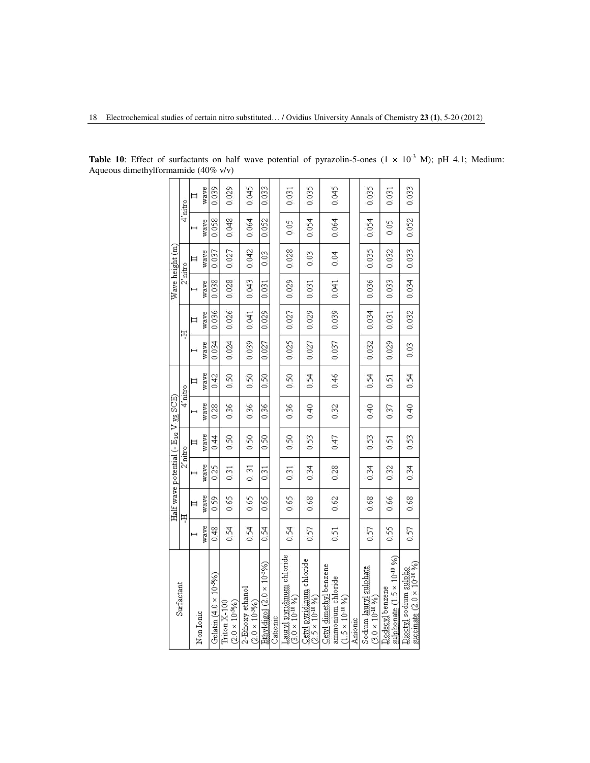**Table 10**: Effect of surfactants on half wave potential of pyrazolin-5-ones ($1 \times 10^{-3}$ M); pH 4.1; Medium: Aqueous dimethylformamide (40% v/v)

| Surfactant | Half wave potential ($-E_{1/2}$ V vs SCE) | | | | | | Wave height (m) | | | | | |
|---|---|---|---|---|---|---|---|---|---|---|---|---|
| | -H | | 2'nitro | | 4'nitro | | -H | | 2'nitro | | 4'nitro | |
| | I wave | II wave | I wave | II wave | I wave | II wave | I wave | II wave | I wave | II wave | I wave | II wave |
| Non Ionic | | | | | | | | | | | | |
| Gelatin ($4.0 \times 10^{-5}$%) | 0.48 | 0.59 | 0.25 | 0.44 | 0.28 | 0.42 | 0.034 | 0.036 | 0.038 | 0.037 | 0.058 | 0.039 |
| Triton X-100 ($2.0 \times 10^{-5}$%) | 0.54 | 0.65 | 0.31 | 0.50 | 0.36 | 0.50 | 0.024 | 0.026 | 0.028 | 0.027 | 0.048 | 0.029 |
| 2-Ethoxy ethanol ($2.0 \times 10^{-5}$%) | 0.54 | 0.65 | 0. 31 | 0.50 | 0.36 | 0.50 | 0.039 | 0.041 | 0.043 | 0.042 | 0.064 | 0.045 |
| Ethyldigol ($2.0 \times 10^{-5}$%) | 0.54 | 0.65 | 0.31 | 0.50 | 0.36 | 0.50 | 0.027 | 0.029 | 0.031 | 0.03 | 0.052 | 0.033 |
| Cationic | | | | | | | | | | | | |
| Lauryl pyridinium chloride ($3.0 \times 10^{-10}$ %) | 0.54 | 0.65 | 0.31 | 0.50 | 0.36 | 0.50 | 0.025 | 0.027 | 0.029 | 0.028 | 0.05 | 0.031 |
| Cetyl pyridinium chloride ($2.5 \times 10^{-10}$ %) | 0.57 | 0.68 | 0.34 | 0.53 | 0.40 | 0.54 | 0.027 | 0.029 | 0.031 | 0.03 | 0.054 | 0.035 |
| Cetyl dimethyl benzene ammonium chloride ($1.5 \times 10^{-10}$ %) | 0.51 | 0.62 | 0.28 | 0.47 | 0.32 | 0.46 | 0.037 | 0.039 | 0.041 | 0.04 | 0.064 | 0.045 |
| Anionic | | | | | | | | | | | | |
| Sodium lauryl sulphate ($3.0 \times 10^{-10}$ %) | 0.57 | 0.68 | 0.34 | 0.53 | 0.40 | 0.54 | 0.032 | 0.034 | 0.036 | 0.035 | 0.054 | 0.035 |
| Dodecyl benzene sulphonate ($1.5 \times 10^{-10}$ %) | 0.55 | 0.66 | 0.32 | 0.51 | 0.37 | 0.51 | 0.029 | 0.031 | 0.033 | 0.032 | 0.05 | 0.031 |
| Dioctyl sodium sulpho succinate ($2.0 \times 10^{-10}$ %) | 0.57 | 0.68 | 0.34 | 0.53 | 0.40 | 0.54 | 0.03 | 0.032 | 0.034 | 0.033 | 0.052 | 0.033 |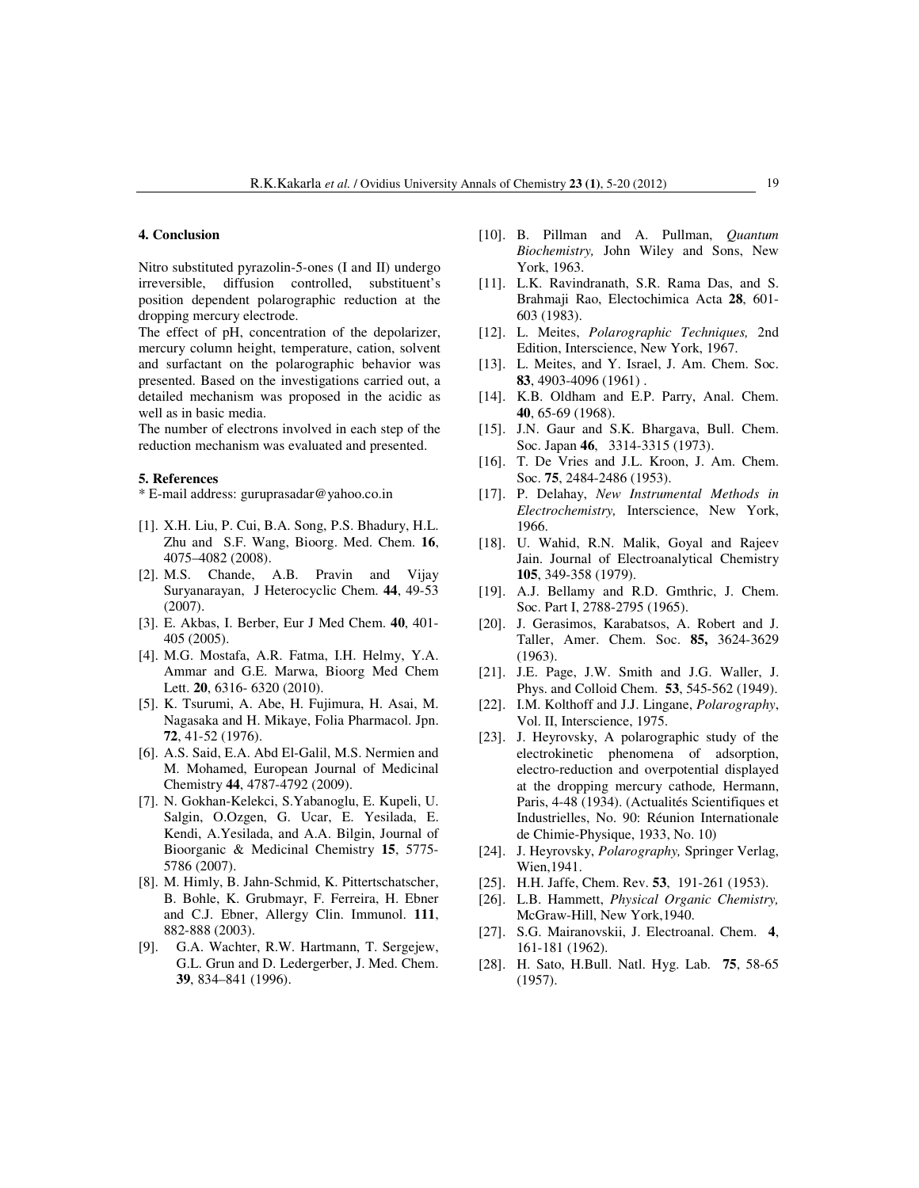## 4. Conclusion

Nitro substituted pyrazolin-5-ones (I and II) undergo irreversible, diffusion controlled, substituent's position dependent polarographic reduction at the dropping mercury electrode.

The effect of pH, concentration of the depolarizer, mercury column height, temperature, cation, solvent and surfactant on the polarographic behavior was presented. Based on the investigations carried out, a detailed mechanism was proposed in the acidic as well as in basic media.

The number of electrons involved in each step of the reduction mechanism was evaluated and presented.

## 5. References

* E-mail address: guruprasadar@yahoo.co.in

[1]. X.H. Liu, P. Cui, B.A. Song, P.S. Bhadury, H.L. Zhu and S.F. Wang, Bioorg. Med. Chem. **16**, 4075–4082 (2008).

[2]. M.S. Chande, A.B. Pravin and Vijay Suryanarayan, J Heterocyclic Chem. **44**, 49-53 (2007).

[3]. E. Akbas, I. Berber, Eur J Med Chem. **40**, 401-405 (2005).

[4]. M.G. Mostafa, A.R. Fatma, I.H. Helmy, Y.A. Ammar and G.E. Marwa, Bioorg Med Chem Lett. **20**, 6316- 6320 (2010).

[5]. K. Tsurumi, A. Abe, H. Fujimura, H. Asai, M. Nagasaka and H. Mikaye, Folia Pharmacol. Jpn. **72**, 41-52 (1976).

[6]. A.S. Said, E.A. Abd El-Galil, M.S. Nermien and M. Mohamed, European Journal of Medicinal Chemistry **44**, 4787-4792 (2009).

[7]. N. Gokhan-Kelekci, S.Yabanoglu, E. Kupeli, U. Salgin, O.Ozgen, G. Ucar, E. Yesilada, E. Kendi, A.Yesilada, and A.A. Bilgin, Journal of Bioorganic & Medicinal Chemistry **15**, 5775-5786 (2007).

[8]. M. Himly, B. Jahn-Schmid, K. Pittertschatscher, B. Bohle, K. Grubmayr, F. Ferreira, H. Ebner and C.J. Ebner, Allergy Clin. Immunol. **111**, 882-888 (2003).

[9]. G.A. Wachter, R.W. Hartmann, T. Sergejew, G.L. Grun and D. Ledergerber, J. Med. Chem. **39**, 834–841 (1996).

[10]. B. Pillman and A. Pullman, *Quantum Biochemistry,* John Wiley and Sons, New York, 1963.

[11]. L.K. Ravindranath, S.R. Rama Das, and S. Brahmaji Rao, Electochimica Acta **28**, 601-603 (1983).

[12]. L. Meites, *Polarographic Techniques,* 2nd Edition, Interscience, New York, 1967.

[13]. L. Meites, and Y. Israel, J. Am. Chem. Soc. **83**, 4903-4096 (1961) .

[14]. K.B. Oldham and E.P. Parry, Anal. Chem. **40**, 65-69 (1968).

[15]. J.N. Gaur and S.K. Bhargava, Bull. Chem. Soc. Japan **46**, 3314-3315 (1973).

[16]. T. De Vries and J.L. Kroon, J. Am. Chem. Soc. **75**, 2484-2486 (1953).

[17]. P. Delahay, *New Instrumental Methods in Electrochemistry,* Interscience, New York, 1966.

[18]. U. Wahid, R.N. Malik, Goyal and Rajeev Jain. Journal of Electroanalytical Chemistry **105**, 349-358 (1979).

[19]. A.J. Bellamy and R.D. Gmthric, J. Chem. Soc. Part I, 2788-2795 (1965).

[20]. J. Gerasimos, Karabatsos, A. Robert and J. Taller, Amer. Chem. Soc. **85,** 3624-3629 (1963).

[21]. J.E. Page, J.W. Smith and J.G. Waller, J. Phys. and Colloid Chem. **53**, 545-562 (1949).

[22]. I.M. Kolthoff and J.J. Lingane, *Polarography*, Vol. II, Interscience, 1975.

[23]. J. Heyrovsky, A polarographic study of the electrokinetic phenomena of adsorption, electro-reduction and overpotential displayed at the dropping mercury cathode*,* Hermann, Paris, 4-48 (1934). (Actualités Scientifiques et Industrielles, No. 90: Réunion Internationale de Chimie-Physique, 1933, No. 10)

[24]. J. Heyrovsky, *Polarography,* Springer Verlag, Wien,1941.

[25]. H.H. Jaffe, Chem. Rev. **53**, 191-261 (1953).

[26]. L.B. Hammett, *Physical Organic Chemistry,* McGraw-Hill, New York,1940.

[27]. S.G. Mairanovskii, J. Electroanal. Chem. **4**, 161-181 (1962).

[28]. H. Sato, H.Bull. Natl. Hyg. Lab. **75**, 58-65 (1957).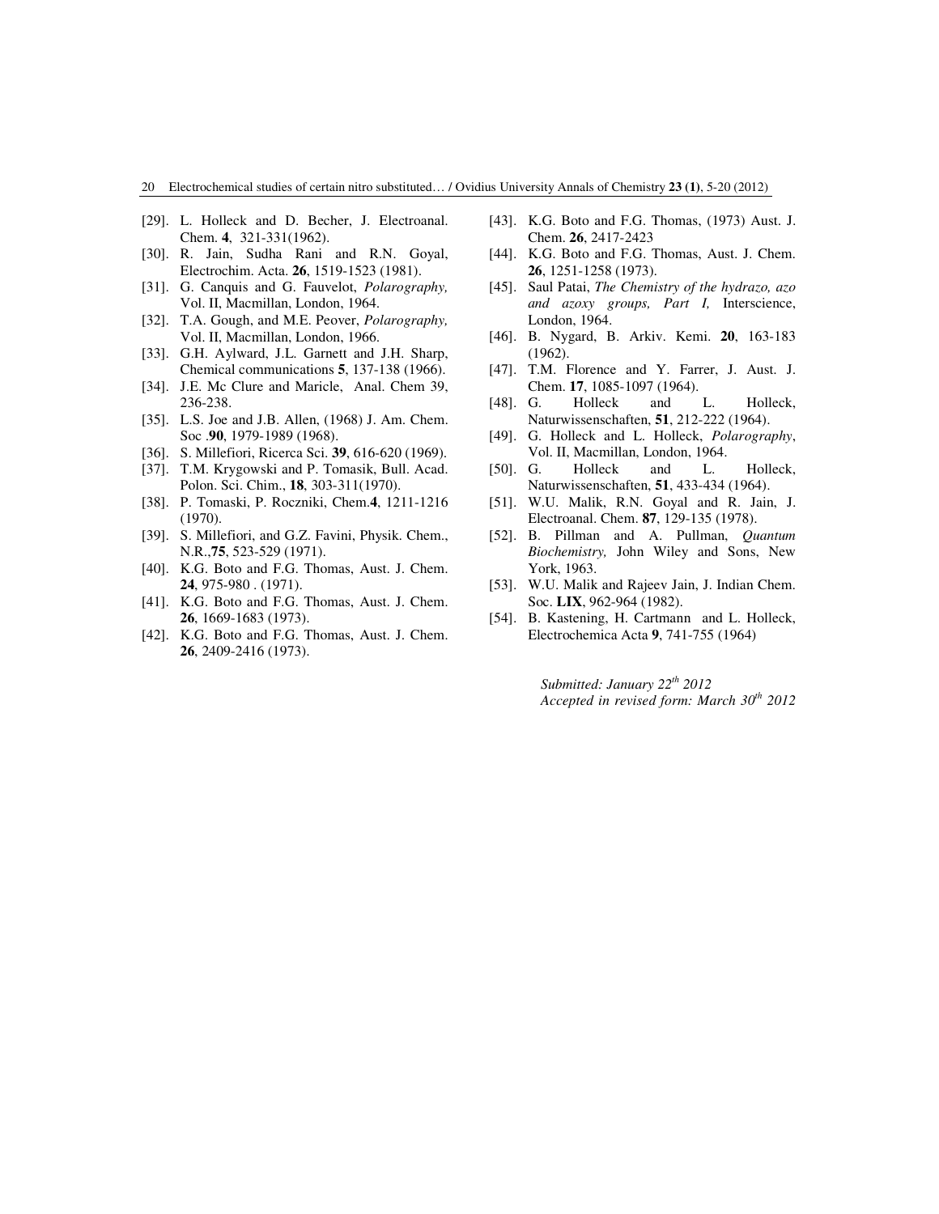[29]. L. Holleck and D. Becher, J. Electroanal. Chem. **4**, 321-331(1962).

[30]. R. Jain, Sudha Rani and R.N. Goyal, Electrochim. Acta. **26**, 1519-1523 (1981).

[31]. G. Canquis and G. Fauvelot, *Polarography,* Vol. II, Macmillan, London, 1964.

[32]. T.A. Gough, and M.E. Peover, *Polarography,* Vol. II, Macmillan, London, 1966.

[33]. G.H. Aylward, J.L. Garnett and J.H. Sharp, Chemical communications **5**, 137-138 (1966).

[34]. J.E. Mc Clure and Maricle, Anal. Chem 39, 236-238.

[35]. L.S. Joe and J.B. Allen, (1968) J. Am. Chem. Soc .**90**, 1979-1989 (1968).

[36]. S. Millefiori, Ricerca Sci. **39**, 616-620 (1969).

[37]. T.M. Krygowski and P. Tomasik, Bull. Acad. Polon. Sci. Chim., **18**, 303-311(1970).

[38]. P. Tomaski, P. Roczniki, Chem.**4**, 1211-1216 (1970).

[39]. S. Millefiori, and G.Z. Favini, Physik. Chem., N.R.,**75**, 523-529 (1971).

[40]. K.G. Boto and F.G. Thomas, Aust. J. Chem. **24**, 975-980 . (1971).

[41]. K.G. Boto and F.G. Thomas, Aust. J. Chem. **26**, 1669-1683 (1973).

[42]. K.G. Boto and F.G. Thomas, Aust. J. Chem. **26**, 2409-2416 (1973).

[43]. K.G. Boto and F.G. Thomas, (1973) Aust. J. Chem. **26**, 2417-2423

[44]. K.G. Boto and F.G. Thomas, Aust. J. Chem. **26**, 1251-1258 (1973).

[45]. Saul Patai, *The Chemistry of the hydrazo, azo and azoxy groups, Part I,* Interscience, London, 1964.

[46]. B. Nygard, B. Arkiv. Kemi. **20**, 163-183 (1962).

[47]. T.M. Florence and Y. Farrer, J. Aust. J. Chem. **17**, 1085-1097 (1964).

[48]. G. Holleck and L. Holleck, Naturwissenschaften, **51**, 212-222 (1964).

[49]. G. Holleck and L. Holleck, *Polarography*, Vol. II, Macmillan, London, 1964.

[50]. G. Holleck and L. Holleck, Naturwissenschaften, **51**, 433-434 (1964).

[51]. W.U. Malik, R.N. Goyal and R. Jain, J. Electroanal. Chem. **87**, 129-135 (1978).

[52]. B. Pillman and A. Pullman, *Quantum Biochemistry,* John Wiley and Sons, New York, 1963.

[53]. W.U. Malik and Rajeev Jain, J. Indian Chem. Soc. **LIX**, 962-964 (1982).

[54]. B. Kastening, H. Cartmann and L. Holleck, Electrochemica Acta **9**, 741-755 (1964)

*Submitted: January 22nd 2012*
*Accepted in revised form: March 30th 2012*